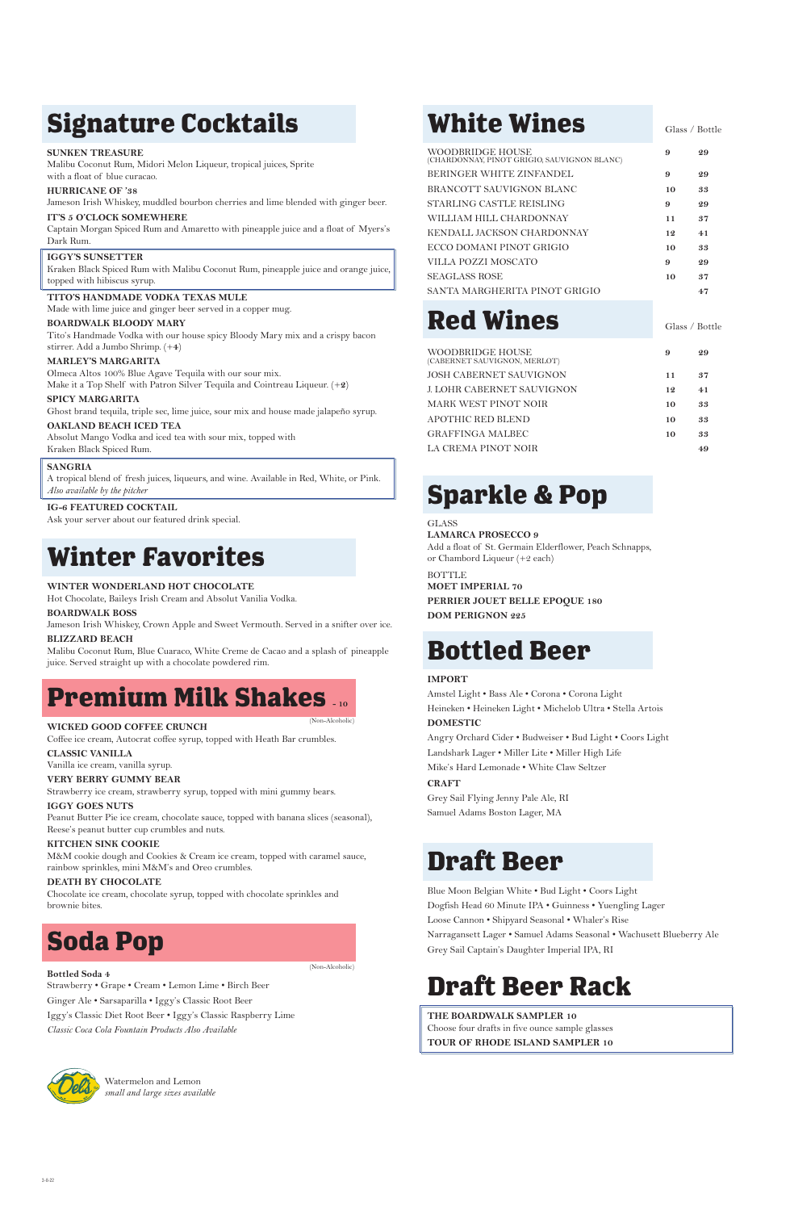# Signature Cocktails

**SUNKEN TREASURE**
Malibu Coconut Rum, Midori Melon Liqueur, tropical juices, Sprite with a float of blue curacao.

**HURRICANE OF '38**
Jameson Irish Whiskey, muddled bourbon cherries and lime blended with ginger beer.

**IT'S 5 O'CLOCK SOMEWHERE**
Captain Morgan Spiced Rum and Amaretto with pineapple juice and a float of Myers's Dark Rum.

**IGGY'S SUNSETTER**
Kraken Black Spiced Rum with Malibu Coconut Rum, pineapple juice and orange juice, topped with hibiscus syrup.

**TITO'S HANDMADE VODKA TEXAS MULE**
Made with lime juice and ginger beer served in a copper mug.

**BOARDWALK BLOODY MARY**
Tito's Handmade Vodka with our house spicy Bloody Mary mix and a crispy bacon stirrer. Add a Jumbo Shrimp. (+4)

**MARLEY'S MARGARITA**
Olmeca Altos 100% Blue Agave Tequila with our sour mix.
Make it a Top Shelf with Patron Silver Tequila and Cointreau Liqueur. (+2)

**SPICY MARGARITA**
Ghost brand tequila, triple sec, lime juice, sour mix and house made jalapeño syrup.

**OAKLAND BEACH ICED TEA**
Absolut Mango Vodka and iced tea with sour mix, topped with Kraken Black Spiced Rum.

**SANGRIA**
A tropical blend of fresh juices, liqueurs, and wine. Available in Red, White, or Pink.
*Also available by the pitcher*

**IG-6 FEATURED COCKTAIL**
Ask your server about our featured drink special.

# Winter Favorites

**WINTER WONDERLAND HOT CHOCOLATE**
Hot Chocolate, Baileys Irish Cream and Absolut Vanilia Vodka.

**BOARDWALK BOSS**
Jameson Irish Whiskey, Crown Apple and Sweet Vermouth. Served in a snifter over ice.

**BLIZZARD BEACH**
Malibu Coconut Rum, Blue Curacao, White Creme de Cacao and a splash of pineapple juice. Served straight up with a chocolate powdered rim.

# Premium Milk Shakes - 10

(Non-Alcoholic)

**WICKED GOOD COFFEE CRUNCH**
Coffee ice cream, Autocrat coffee syrup, topped with Heath Bar crumbles.

**CLASSIC VANILLA**
Vanilla ice cream, vanilla syrup.

**VERY BERRY GUMMY BEAR**
Strawberry ice cream, strawberry syrup, topped with mini gummy bears.

**IGGY GOES NUTS**
Peanut Butter Pie ice cream, chocolate sauce, topped with banana slices (seasonal), Reese's peanut butter cup crumbles and nuts.

**KITCHEN SINK COOKIE**
M&M cookie dough and Cookies & Cream ice cream, topped with caramel sauce, rainbow sprinkles, mini M&M's and Oreo crumbles.

**DEATH BY CHOCOLATE**
Chocolate ice cream, chocolate syrup, topped with chocolate sprinkles and brownie bites.

# Soda Pop

(Non-Alcoholic)

**Bottled Soda 4**
Strawberry • Grape • Cream • Lemon Lime • Birch Beer
Ginger Ale • Sarsaparilla • Iggy's Classic Root Beer
Iggy's Classic Diet Root Beer • Iggy's Classic Raspberry Lime
*Classic Coca Cola Fountain Products Also Available*

Del's Watermelon and Lemon
*small and large sizes available*

# White Wines

| | Glass | Bottle |
|---|---|---|
| WOODBRIDGE HOUSE (CHARDONNAY, PINOT GRIGIO, SAUVIGNON BLANC) | 9 | 29 |
| BERINGER WHITE ZINFANDEL | 9 | 29 |
| BRANCOTT SAUVIGNON BLANC | 10 | 33 |
| STARLING CASTLE REISLING | 9 | 29 |
| WILLIAM HILL CHARDONNAY | 11 | 37 |
| KENDALL JACKSON CHARDONNAY | 12 | 41 |
| ECCO DOMANI PINOT GRIGIO | 10 | 33 |
| VILLA POZZI MOSCATO | 9 | 29 |
| SEAGLASS ROSE | 10 | 37 |
| SANTA MARGHERITA PINOT GRIGIO | | 47 |

# Red Wines

| | Glass | Bottle |
|---|---|---|
| WOODBRIDGE HOUSE (CABERNET SAUVIGNON, MERLOT) | 9 | 29 |
| JOSH CABERNET SAUVIGNON | 11 | 37 |
| J. LOHR CABERNET SAUVIGNON | 12 | 41 |
| MARK WEST PINOT NOIR | 10 | 33 |
| APOTHIC RED BLEND | 10 | 33 |
| GRAFFINGA MALBEC | 10 | 33 |
| LA CREMA PINOT NOIR | | 49 |

# Sparkle & Pop

GLASS
**LAMARCA PROSECCO 9**
Add a float of St. Germain Elderflower, Peach Schnapps, or Chambord Liqueur (+2 each)

BOTTLE
**MOET IMPERIAL 70**
**PERRIER JOUET BELLE EPOQUE 180**
**DOM PERIGNON 225**

# Bottled Beer

**IMPORT**
Amstel Light • Bass Ale • Corona • Corona Light
Heineken • Heineken Light • Michelob Ultra • Stella Artois

**DOMESTIC**
Angry Orchard Cider • Budweiser • Bud Light • Coors Light
Landshark Lager • Miller Lite • Miller High Life
Mike's Hard Lemonade • White Claw Seltzer

**CRAFT**
Grey Sail Flying Jenny Pale Ale, RI
Samuel Adams Boston Lager, MA

# Draft Beer

Blue Moon Belgian White • Bud Light • Coors Light
Dogfish Head 60 Minute IPA • Guinness • Yuengling Lager
Loose Cannon • Shipyard Seasonal • Whaler's Rise
Narragansett Lager • Samuel Adams Seasonal • Wachusett Blueberry Ale
Grey Sail Captain's Daughter Imperial IPA, RI

# Draft Beer Rack

**THE BOARDWALK SAMPLER 10**
Choose four drafts in five ounce sample glasses
**TOUR OF RHODE ISLAND SAMPLER 10**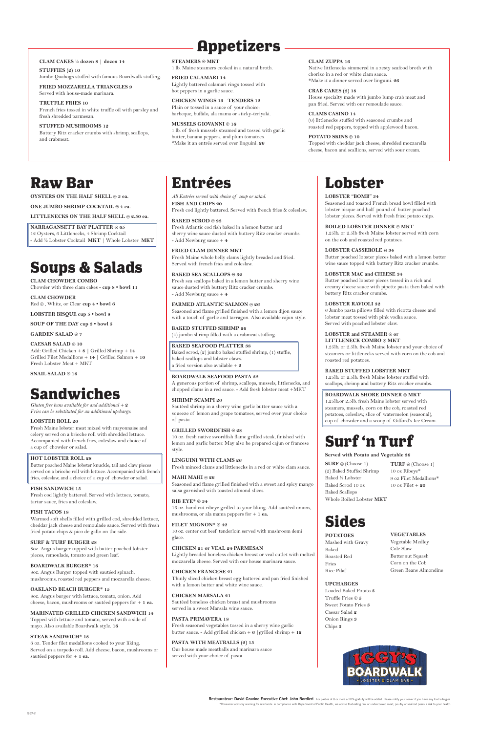# Appetizers

**CLAM CAKES** ½ dozen **8** | dozen **14**

**STUFFIES (2) 10**
Jumbo Quahogs stuffed with famous Boardwalk stuffing.

**FRIED MOZZARELLA TRIANGLES 9**
Served with house-made marinara.

**TRUFFLE FRIES 10**
French fries tossed in white truffle oil with parsley and fresh shredded parmesan.

**STUFFED MUSHROOMS 12**
Buttery Ritz cracker crumbs with shrimp, scallops, and crabmeat.

**STEAMERS ⊛ MKT**
1 lb. Maine steamers cooked in a natural broth.

**FRIED CALAMARI 14**
Lightly battered calamari rings tossed with hot peppers in a garlic sauce.

**CHICKEN WINGS 15 TENDERS 12**
Plain or tossed in a sauce of your choice: barbeque, buffalo, ala mama or sticky-teriyaki.

**MUSSELS GIOVANNI ⊛ 16**
1 lb. of fresh mussels steamed and tossed with garlic butter, banana peppers, and plum tomatoes.
*Make it an entrée served over linguini. **26**

**CLAM ZUPPA 16**
Native littlenecks simmered in a zesty seafood broth with chorizo in a red or white clam sauce.
*Make it a dinner served over linguini. **26**

**CRAB CAKES (2) 18**
House specialty made with jumbo lump crab meat and pan fried. Served with our remoulade sauce.

**CLAMS CASINO 14**
(6) littlenecks stuffed with seasoned crumbs and roasted red peppers, topped with applewood bacon.

**POTATO SKINS ⊛ 10**
Topped with cheddar jack cheese, shredded mozzarella cheese, bacon and scallions, served with sour cream.

# Raw Bar

**OYSTERS ON THE HALF SHELL ⊛ 3 ea.**

**ONE JUMBO SHRIMP COCKTAIL ⊛ 4 ea.**

**LITTLENECKS ON THE HALF SHELL ⊛ 2.50 ea.**

**NARRAGANSETT BAY PLATTER ⊛ 65**
12 Oysters, 6 Littlenecks, 4 Shrimp Cocktail
- Add ½ Lobster Cocktail **MKT** | Whole Lobster **MKT**

# Soups & Salads

**CLAM CHOWDER COMBO**
Chowder with three clam cakes - **cup 8 • bowl 11**

**CLAM CHOWDER**
Red ⊛, White, or Clear **cup 4 • bowl 6**

**LOBSTER BISQUE cup 5 • bowl 8**

**SOUP OF THE DAY cup 3 • bowl 5**

**GARDEN SALAD ⊛ 7**

**CAESAR SALAD ⊛ 10**
Add: Grilled Chicken + **8** | Grilled Shrimp + **14**
Grilled Filet Medallions + **14** | Grilled Salmon + **16**
Fresh Lobster Meat + MKT

**SNAIL SALAD ⊛ 16**

# Sandwiches

*Gluten free buns available for and additional +* **2**
*Fries can be substituted for an additional upcharge.*

**LOBSTER ROLL 26**
Fresh Maine lobster meat mixed with mayonnaise and celery served on a brioche roll with shredded lettuce. Accompanied with french fries, coleslaw and choice of a cup of chowder or salad.

**HOT LOBSTER ROLL 28**
Butter poached Maine lobster knuckle, tail and claw pieces served on a brioche roll with lettuce. Accompanied with french fries, coleslaw, and a choice of a cup of chowder or salad.

**FISH SANDWICH 15**
Fresh cod lightly battered. Served with lettuce, tomato, tartar sauce, fries and coleslaw.

**FISH TACOS 18**
Warmed soft shells filled with grilled cod, shredded lettuce, cheddar jack cheese and remoulade sauce. Served with fresh fried potato chips & pico de gallo on the side.

**SURF & TURF BURGER 28**
8oz. Angus burger topped with butter poached lobster pieces, remoulade, tomato and green leaf.

**BOARDWALK BURGER* 16**
8oz. Angus Burger topped with sautéed spinach, mushrooms, roasted red peppers and mozzarella cheese.

**OAKLAND BEACH BURGER* 15**
8oz. Angus burger with lettuce, tomato, onion. Add cheese, bacon, mushrooms or sautéed peppers for + **1 ea.**

**MARINATED GRILLED CHICKEN SANDWICH 14**
Topped with lettuce and tomato, served with a side of mayo. Also available Boardwalk style. **16**

**STEAK SANDWICH* 18**
6 oz. Tender filet medallions cooked to your liking. Served on a torpedo roll. Add cheese, bacon, mushrooms or sautéed peppers for + **1 ea.**

# Entrées

*All Entrées served with choice of soup or salad.*

**FISH AND CHIPS 20**
Fresh cod lightly battered. Served with french fries & coleslaw.

**BAKED SCROD ⊛ 22**
Fresh Atlantic cod fish baked in a lemon butter and sherry wine sauce dusted with buttery Ritz cracker crumbs.
- Add Newburg sauce + **4**

**FRIED CLAM DINNER MKT**
Fresh Maine whole belly clams lightly breaded and fried. Served with french fries and coleslaw.

**BAKED SEA SCALLOPS ⊛ 32**
Fresh sea scallops baked in a lemon butter and sherry wine sauce dusted with buttery Ritz cracker crumbs.
- Add Newburg sauce + **4**

**FARMED ATLANTIC SALMON ⊛ 26**
Seasoned and flame grilled finished with a lemon dijon sauce with a touch of garlic and tarragon. Also available cajun style.

**BAKED STUFFED SHRIMP 26**
(4) jumbo shrimp filled with a crabmeat stuffing.

**BAKED SEAFOOD PLATTER 38**
Baked scrod, (2) jumbo baked stuffed shrimp, (1) stuffie, baked scallops and lobster claws.
a fried version also available + **2**

**BOARDWALK SEAFOOD PASTA 32**
A generous portion of shrimp, scallops, mussels, littlenecks, and chopped clams in a red sauce. - Add fresh lobster meat +MKT

**SHRIMP SCAMPI 26**
Sautéed shrimp in a sherry wine garlic butter sauce with a squeeze of lemon and grape tomatoes, served over your choice of pasta.

**GRILLED SWORDFISH ⊛ 28**
10 oz. fresh native swordfish flame grilled steak, finished with lemon and garlic butter. May also be prepared cajun or francese style.

**LINGUINI WITH CLAMS 26**
Fresh minced clams and littlenecks in a red or white clam sauce.

**MAHI MAHI ⊛ 26**
Seasoned and flame grilled finished with a sweet and spicy mango salsa garnished with toasted almond slices.

**RIB EYE* ⊛ 34**
16 oz. hand cut ribeye grilled to your liking. Add sautéed onions, mushrooms, or ala mama peppers for + **1 ea.**

**FILET MIGNON* ⊛ 42**
10 oz. center cut beef tenderloin served with mushroom demi glace.

**CHICKEN 21 or VEAL 24 PARMESAN**
Lightly breaded boneless chicken breast or veal cutlet with melted mozzarella cheese. Served with our house marinara sauce.

**CHICKEN FRANCESE 21**
Thinly sliced chicken breast egg battered and pan fried finished with a lemon butter and white wine sauce.

**CHICKEN MARSALA 21**
Sautéed boneless chicken breast and mushrooms served in a sweet Marsala wine sauce.

**PASTA PRIMAVERA 18**
Fresh seasoned vegetables tossed in a sherry wine garlic butter sauce. - Add grilled chicken + **6** | grilled shrimp + **12**

**PASTA WITH MEATBALLS (2) 15**
Our house made meatballs and marinara sauce served with your choice of pasta.

# Lobster

**LOBSTER "BOMB" 34**
Seasoned and toasted French bread bowl filled with lobster bisque and half pound of butter poached lobster pieces. Served with fresh fried potato chips.

**BOILED LOBSTER DINNER ⊛ MKT**
1.25lb. or 2.5lb fresh Maine lobster served with corn on the cob and roasted red potatoes.

**LOBSTER CASSEROLE ⊛ 34**
Butter poached lobster pieces baked with a lemon butter wine sauce topped with buttery Ritz cracker crumbs.

**LOBSTER MAC and CHEESE 34**
Butter poached lobster pieces tossed in a rich and creamy cheese sauce with pipette pasta then baked with buttery Ritz cracker crumbs.

**LOBSTER RAVIOLI 32**
6 Jumbo pasta pillows filled with ricotta cheese and lobster meat tossed with pink vodka sauce.
Served with poached lobster claw.

**LOBSTER and STEAMER ⊛ or LITTLENECK COMBO ⊛ MKT**
1.25lb. or 2.5lb. fresh Maine lobster and your choice of steamers or littlenecks served with corn on the cob and roasted red potatoes.

**BAKED STUFFED LOBSTER MKT**
1.25lb. or 2.5lb. fresh Maine lobster stuffed with scallops, shrimp and buttery Ritz cracker crumbs.

**BOARDWALK SHORE DINNER ⊛ MKT**
1.25lb.or 2.5lb. fresh Maine lobster served with steamers, mussels, corn on the cob, roasted red potatoes, coleslaw, slice of watermelon (seasonal), cup of chowder and a scoop of Gifford's Ice Cream.

# Surf 'n Turf

**Served with Potato and Vegetable 36**

**SURF** ⊛ (Choose 1)
(2) Baked Stuffed Shrimp
Baked ½ Lobster
Baked Scrod 10 oz
Baked Scallops
Whole Boiled Lobster **MKT**

**TURF** ⊛ (Choose 1)
10 oz Ribeye*
9 oz Filet Medallions*
10 oz Filet + **20**

# Sides

**POTATOES**
Mashed with Gravy
Baked
Roasted Red
Fries
Rice Pilaf

**VEGETABLES**
Vegetable Medley
Cole Slaw
Butternut Squash
Corn on the Cob
Green Beans Almondine

**UPCHARGES**
Loaded Baked Potato **3**
Truffle Fries ⊛ **5**
Sweet Potato Fries **3**
Caesar Salad **2**
Onion Rings **3**
Chips **3**

IGGY'S BOARDWALK LOBSTER & CLAM BAR

**Restaurateur: David Gravino Executive Chef: John Bordieri** For parties of 8 or more a 20% gratuity will be added. Please notify your server if you have any food allergies.
*Consumer advisory warning for raw foods: in compliance with Department of Public Health, we advise that eating raw or undercooked meat, poultry or seafood poses a risk to your health.

12-27-21